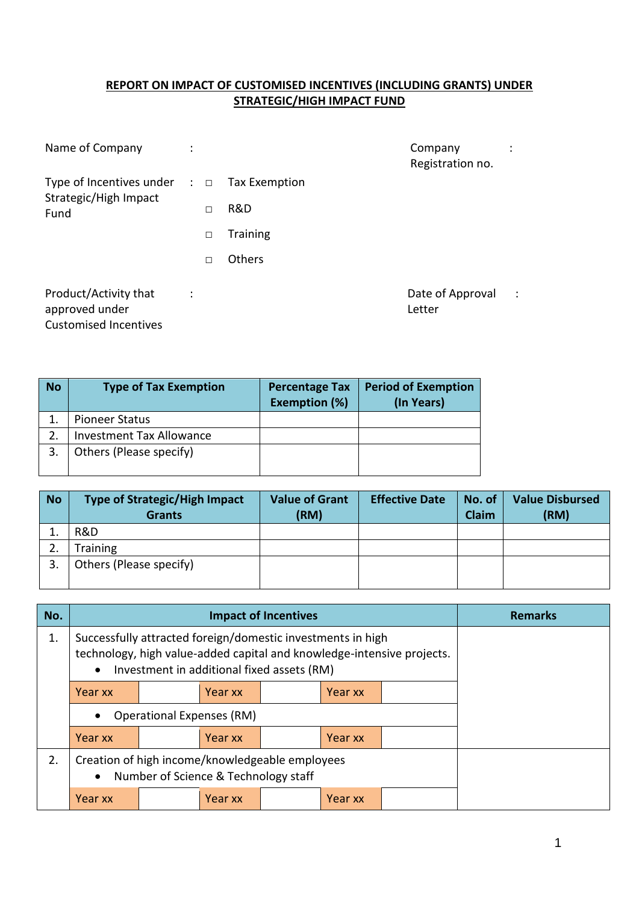# REPORT ON IMPACT OF CUSTOMISED INCENTIVES (INCLUDING GRANTS) UNDER STRATEGIC/HIGH IMPACT FUND

Name of Company :

Company Registration no. :

Type of Incentives under Strategic/High Impact Fund :

- □ Tax Exemption
- □ R&D
- □ Training
- □ Others

Product/Activity that approved under Customised Incentives :

Date of Approval Letter :

| No | Type of Tax Exemption | Percentage Tax Exemption (%) | Period of Exemption (In Years) |
|---|---|---|---|
| 1. | Pioneer Status | | |
| 2. | Investment Tax Allowance | | |
| 3. | Others (Please specify) | | |

| No | Type of Strategic/High Impact Grants | Value of Grant (RM) | Effective Date | No. of Claim | Value Disbursed (RM) |
|---|---|---|---|---|---|
| 1. | R&D | | | | |
| 2. | Training | | | | |
| 3. | Others (Please specify) | | | | |

| No. | Impact of Incentives | | | | | | Remarks |
|---|---|---|---|---|---|---|---|
| 1. | Successfully attracted foreign/domestic investments in high technology, high value-added capital and knowledge-intensive projects.<br>• Investment in additional fixed assets (RM) | | | | | | |
| | Year xx | | Year xx | | Year xx | | |
| | • Operational Expenses (RM) | | | | | | |
| | Year xx | | Year xx | | Year xx | | |
| 2. | Creation of high income/knowledgeable employees<br>• Number of Science & Technology staff | | | | | | |
| | Year xx | | Year xx | | Year xx | | |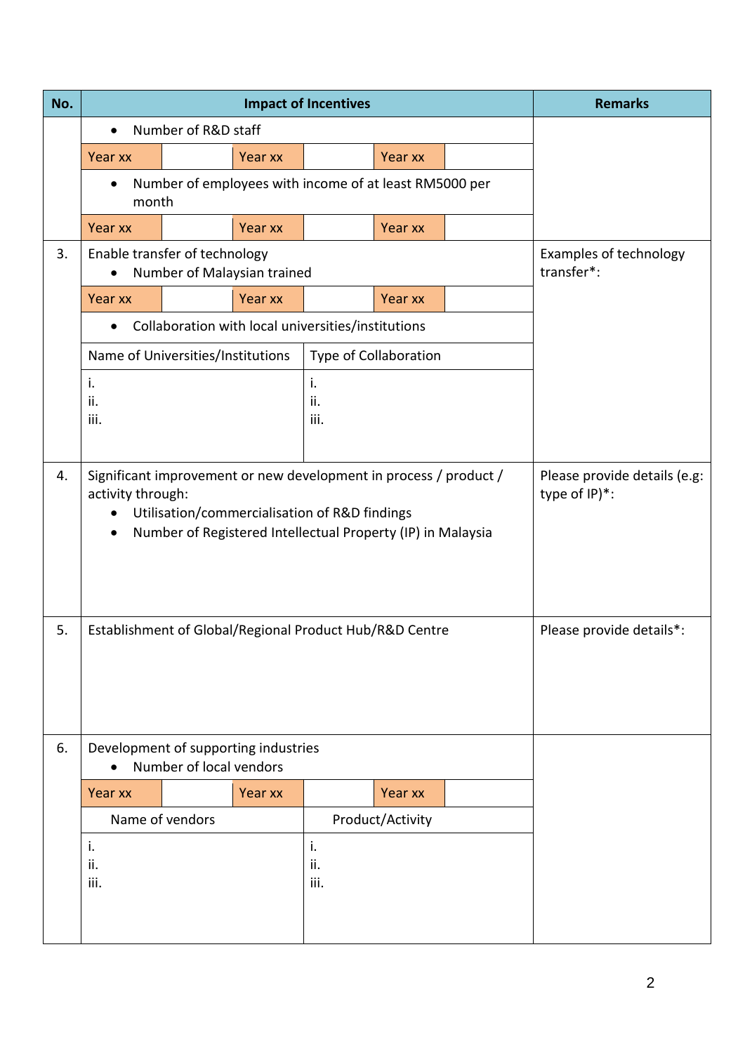| No. | Impact of Incentives | | | | | | Remarks |
|---|---|---|---|---|---|---|---|
| | • Number of R&D staff | | | | | | |
| | Year xx | | Year xx | | Year xx | | |
| | • Number of employees with income of at least RM5000 per month | | | | | | |
| | Year xx | | Year xx | | Year xx | | |
| 3. | Enable transfer of technology<br>• Number of Malaysian trained | | | | | | Examples of technology transfer*: |
| | Year xx | | Year xx | | Year xx | | |
| | • Collaboration with local universities/institutions | | | | | | |
| | Name of Universities/Institutions | | | Type of Collaboration | | | |
| | i.<br>ii.<br>iii. | | | i.<br>ii.<br>iii. | | | |
| 4. | Significant improvement or new development in process / product / activity through:<br>• Utilisation/commercialisation of R&D findings<br>• Number of Registered Intellectual Property (IP) in Malaysia | | | | | | Please provide details (e.g: type of IP)*: |
| 5. | Establishment of Global/Regional Product Hub/R&D Centre | | | | | | Please provide details*: |
| 6. | Development of supporting industries<br>• Number of local vendors | | | | | | |
| | Year xx | | Year xx | | Year xx | | |
| | Name of vendors | | | Product/Activity | | | |
| | i.<br>ii.<br>iii. | | | i.<br>ii.<br>iii. | | | |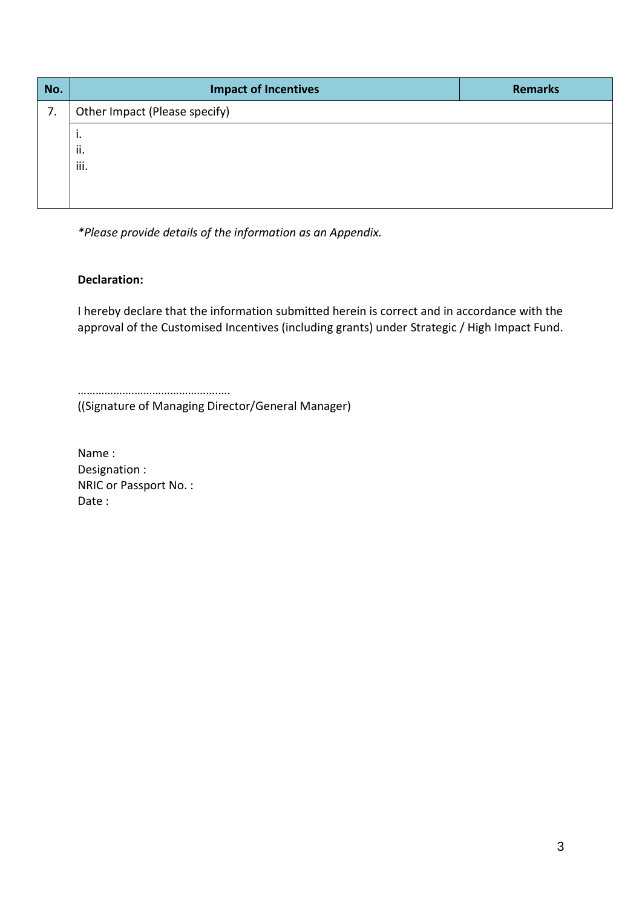| No. | Impact of Incentives | Remarks |
|---|---|---|
| 7. | Other Impact (Please specify) | |
| | i.<br>ii.<br>iii. | |

*\*Please provide details of the information as an Appendix.*

**Declaration:**

I hereby declare that the information submitted herein is correct and in accordance with the approval of the Customised Incentives (including grants) under Strategic / High Impact Fund.

…………………………………………..
((Signature of Managing Director/General Manager)

Name :
Designation :
NRIC or Passport No. :
Date :